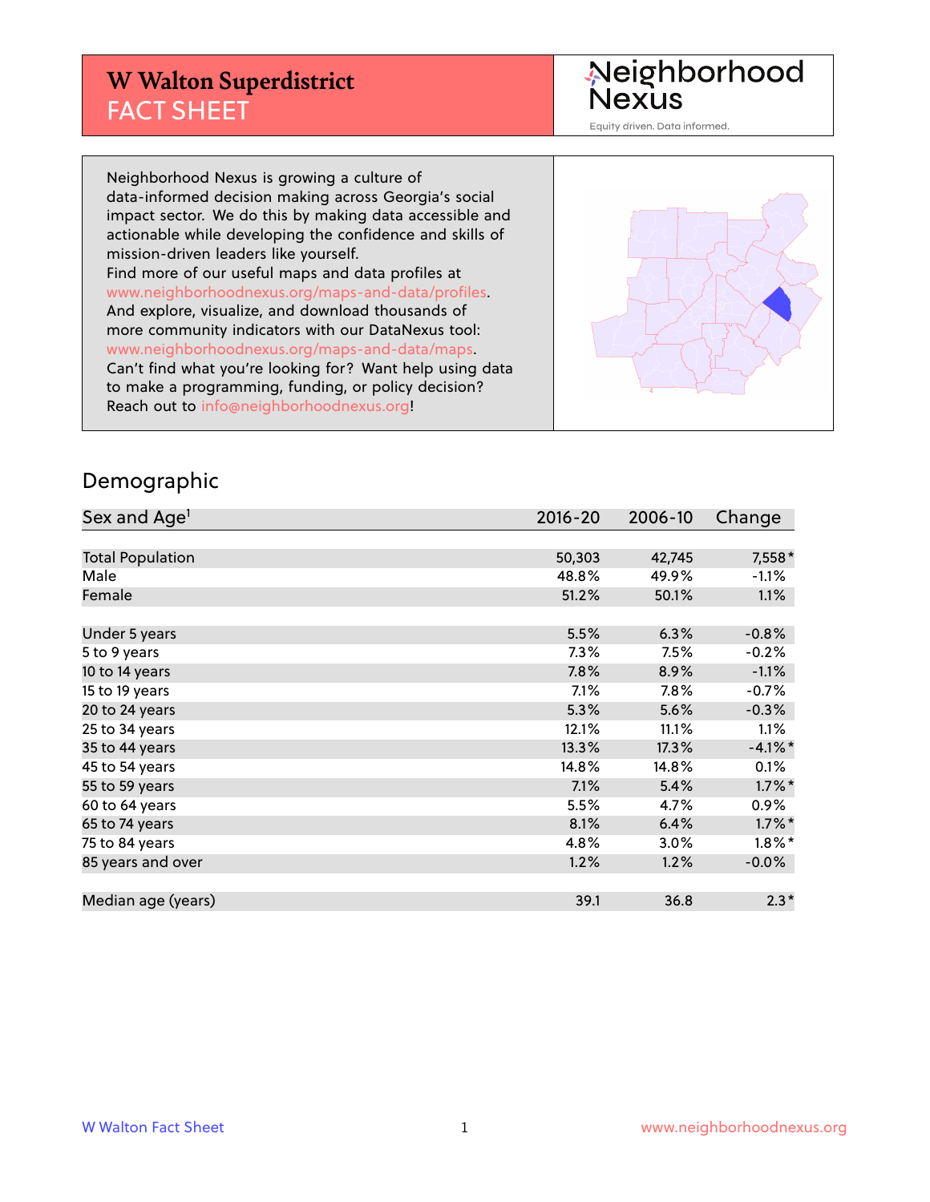# W Walton Superdistrict
## FACT SHEET

Neighborhood Nexus
Equity driven. Data informed.

Neighborhood Nexus is growing a culture of data-informed decision making across Georgia's social impact sector. We do this by making data accessible and actionable while developing the confidence and skills of mission-driven leaders like yourself.
Find more of our useful maps and data profiles at www.neighborhoodnexus.org/maps-and-data/profiles.
And explore, visualize, and download thousands of more community indicators with our DataNexus tool: www.neighborhoodnexus.org/maps-and-data/maps.
Can't find what you're looking for? Want help using data to make a programming, funding, or policy decision?
Reach out to info@neighborhoodnexus.org!

## Demographic

| Sex and Age[1] | 2016-20 | 2006-10 | Change |
|---|---|---|---|
| Total Population | 50,303 | 42,745 | 7,558* |
| Male | 48.8% | 49.9% | -1.1% |
| Female | 51.2% | 50.1% | 1.1% |
| | | | |
| Under 5 years | 5.5% | 6.3% | -0.8% |
| 5 to 9 years | 7.3% | 7.5% | -0.2% |
| 10 to 14 years | 7.8% | 8.9% | -1.1% |
| 15 to 19 years | 7.1% | 7.8% | -0.7% |
| 20 to 24 years | 5.3% | 5.6% | -0.3% |
| 25 to 34 years | 12.1% | 11.1% | 1.1% |
| 35 to 44 years | 13.3% | 17.3% | -4.1%* |
| 45 to 54 years | 14.8% | 14.8% | 0.1% |
| 55 to 59 years | 7.1% | 5.4% | 1.7%* |
| 60 to 64 years | 5.5% | 4.7% | 0.9% |
| 65 to 74 years | 8.1% | 6.4% | 1.7%* |
| 75 to 84 years | 4.8% | 3.0% | 1.8%* |
| 85 years and over | 1.2% | 1.2% | -0.0% |
| | | | |
| Median age (years) | 39.1 | 36.8 | 2.3* |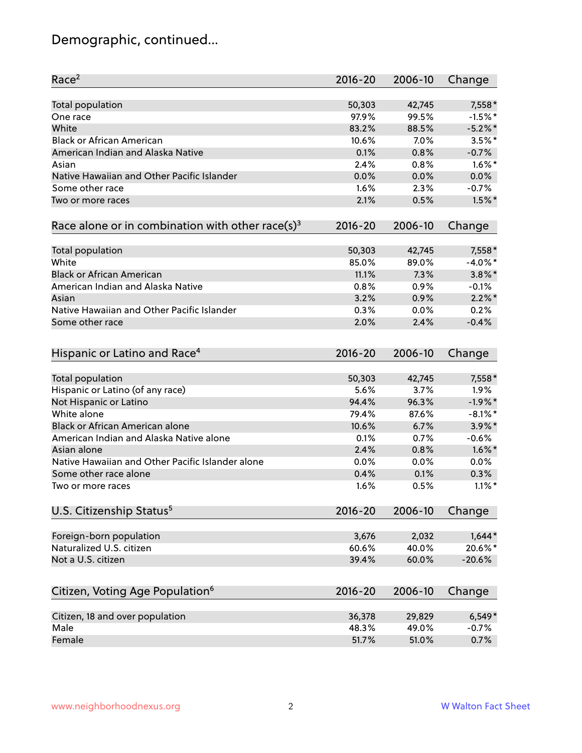# Demographic, continued...

| Race[2] | 2016-20 | 2006-10 | Change |
|---|---|---|---|
| Total population | 50,303 | 42,745 | 7,558* |
| One race | 97.9% | 99.5% | -1.5%* |
| White | 83.2% | 88.5% | -5.2%* |
| Black or African American | 10.6% | 7.0% | 3.5%* |
| American Indian and Alaska Native | 0.1% | 0.8% | -0.7% |
| Asian | 2.4% | 0.8% | 1.6%* |
| Native Hawaiian and Other Pacific Islander | 0.0% | 0.0% | 0.0% |
| Some other race | 1.6% | 2.3% | -0.7% |
| Two or more races | 2.1% | 0.5% | 1.5%* |

| Race alone or in combination with other race(s)[3] | 2016-20 | 2006-10 | Change |
|---|---|---|---|
| Total population | 50,303 | 42,745 | 7,558* |
| White | 85.0% | 89.0% | -4.0%* |
| Black or African American | 11.1% | 7.3% | 3.8%* |
| American Indian and Alaska Native | 0.8% | 0.9% | -0.1% |
| Asian | 3.2% | 0.9% | 2.2%* |
| Native Hawaiian and Other Pacific Islander | 0.3% | 0.0% | 0.2% |
| Some other race | 2.0% | 2.4% | -0.4% |

| Hispanic or Latino and Race[4] | 2016-20 | 2006-10 | Change |
|---|---|---|---|
| Total population | 50,303 | 42,745 | 7,558* |
| Hispanic or Latino (of any race) | 5.6% | 3.7% | 1.9% |
| Not Hispanic or Latino | 94.4% | 96.3% | -1.9%* |
| White alone | 79.4% | 87.6% | -8.1%* |
| Black or African American alone | 10.6% | 6.7% | 3.9%* |
| American Indian and Alaska Native alone | 0.1% | 0.7% | -0.6% |
| Asian alone | 2.4% | 0.8% | 1.6%* |
| Native Hawaiian and Other Pacific Islander alone | 0.0% | 0.0% | 0.0% |
| Some other race alone | 0.4% | 0.1% | 0.3% |
| Two or more races | 1.6% | 0.5% | 1.1%* |

| U.S. Citizenship Status[5] | 2016-20 | 2006-10 | Change |
|---|---|---|---|
| Foreign-born population | 3,676 | 2,032 | 1,644* |
| Naturalized U.S. citizen | 60.6% | 40.0% | 20.6%* |
| Not a U.S. citizen | 39.4% | 60.0% | -20.6% |

| Citizen, Voting Age Population[6] | 2016-20 | 2006-10 | Change |
|---|---|---|---|
| Citizen, 18 and over population | 36,378 | 29,829 | 6,549* |
| Male | 48.3% | 49.0% | -0.7% |
| Female | 51.7% | 51.0% | 0.7% |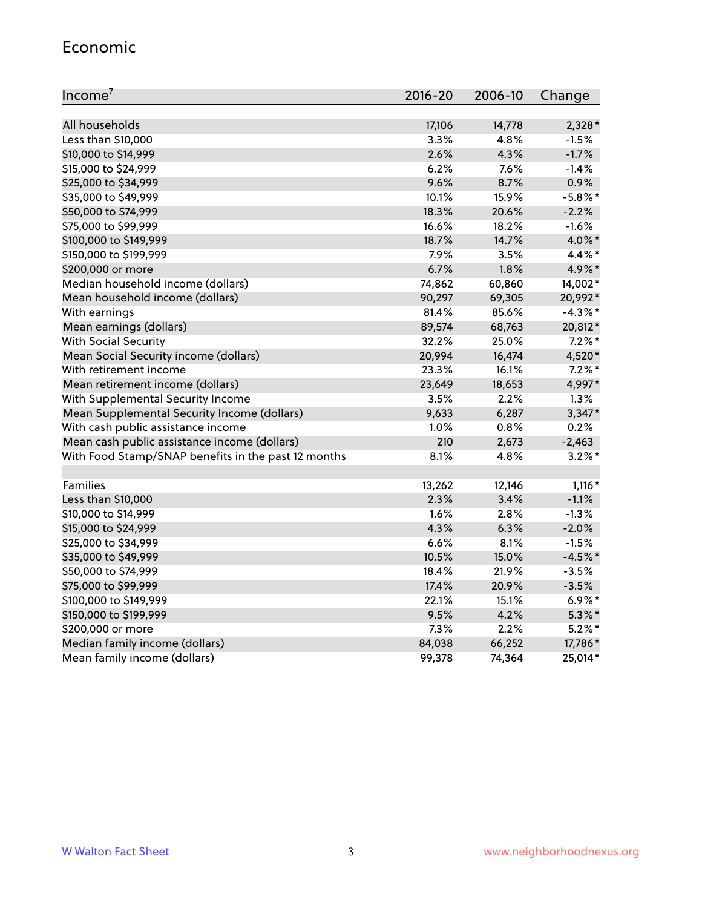## Economic

| Income[7] | 2016-20 | 2006-10 | Change |
|---|---|---|---|
| All households | 17,106 | 14,778 | 2,328* |
| Less than $10,000 | 3.3% | 4.8% | -1.5% |
| $10,000 to $14,999 | 2.6% | 4.3% | -1.7% |
| $15,000 to $24,999 | 6.2% | 7.6% | -1.4% |
| $25,000 to $34,999 | 9.6% | 8.7% | 0.9% |
| $35,000 to $49,999 | 10.1% | 15.9% | -5.8%* |
| $50,000 to $74,999 | 18.3% | 20.6% | -2.2% |
| $75,000 to $99,999 | 16.6% | 18.2% | -1.6% |
| $100,000 to $149,999 | 18.7% | 14.7% | 4.0%* |
| $150,000 to $199,999 | 7.9% | 3.5% | 4.4%* |
| $200,000 or more | 6.7% | 1.8% | 4.9%* |
| Median household income (dollars) | 74,862 | 60,860 | 14,002* |
| Mean household income (dollars) | 90,297 | 69,305 | 20,992* |
| With earnings | 81.4% | 85.6% | -4.3%* |
| Mean earnings (dollars) | 89,574 | 68,763 | 20,812* |
| With Social Security | 32.2% | 25.0% | 7.2%* |
| Mean Social Security income (dollars) | 20,994 | 16,474 | 4,520* |
| With retirement income | 23.3% | 16.1% | 7.2%* |
| Mean retirement income (dollars) | 23,649 | 18,653 | 4,997* |
| With Supplemental Security Income | 3.5% | 2.2% | 1.3% |
| Mean Supplemental Security Income (dollars) | 9,633 | 6,287 | 3,347* |
| With cash public assistance income | 1.0% | 0.8% | 0.2% |
| Mean cash public assistance income (dollars) | 210 | 2,673 | -2,463 |
| With Food Stamp/SNAP benefits in the past 12 months | 8.1% | 4.8% | 3.2%* |
| | | | |
| Families | 13,262 | 12,146 | 1,116* |
| Less than $10,000 | 2.3% | 3.4% | -1.1% |
| $10,000 to $14,999 | 1.6% | 2.8% | -1.3% |
| $15,000 to $24,999 | 4.3% | 6.3% | -2.0% |
| $25,000 to $34,999 | 6.6% | 8.1% | -1.5% |
| $35,000 to $49,999 | 10.5% | 15.0% | -4.5%* |
| $50,000 to $74,999 | 18.4% | 21.9% | -3.5% |
| $75,000 to $99,999 | 17.4% | 20.9% | -3.5% |
| $100,000 to $149,999 | 22.1% | 15.1% | 6.9%* |
| $150,000 to $199,999 | 9.5% | 4.2% | 5.3%* |
| $200,000 or more | 7.3% | 2.2% | 5.2%* |
| Median family income (dollars) | 84,038 | 66,252 | 17,786* |
| Mean family income (dollars) | 99,378 | 74,364 | 25,014* |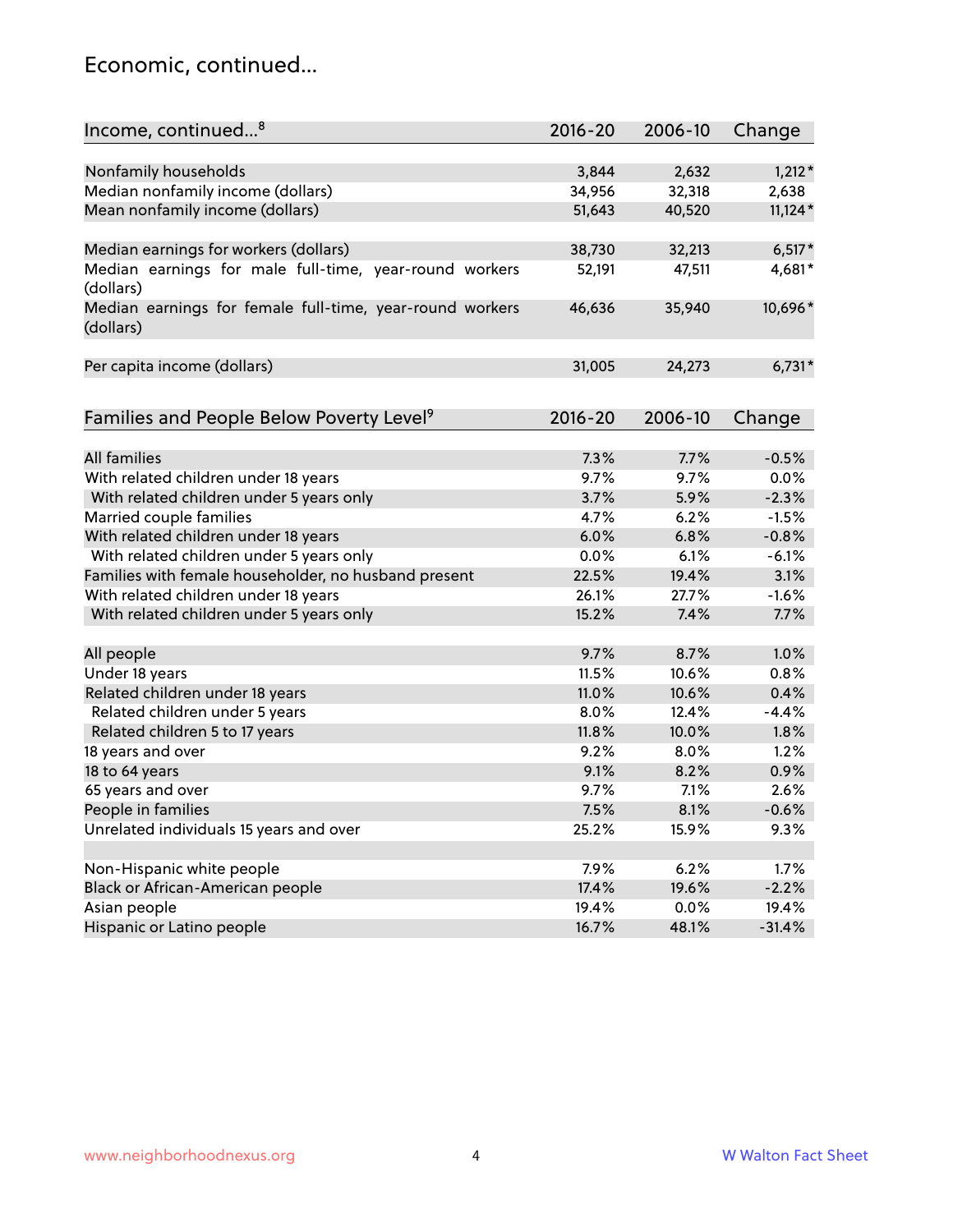# Economic, continued...

| Income, continued...[8] | 2016-20 | 2006-10 | Change |
|---|---|---|---|
| Nonfamily households | 3,844 | 2,632 | 1,212* |
| Median nonfamily income (dollars) | 34,956 | 32,318 | 2,638 |
| Mean nonfamily income (dollars) | 51,643 | 40,520 | 11,124* |
| Median earnings for workers (dollars) | 38,730 | 32,213 | 6,517* |
| Median earnings for male full-time, year-round workers (dollars) | 52,191 | 47,511 | 4,681* |
| Median earnings for female full-time, year-round workers (dollars) | 46,636 | 35,940 | 10,696* |
| Per capita income (dollars) | 31,005 | 24,273 | 6,731* |

| Families and People Below Poverty Level[9] | 2016-20 | 2006-10 | Change |
|---|---|---|---|
| All families | 7.3% | 7.7% | -0.5% |
| With related children under 18 years | 9.7% | 9.7% | 0.0% |
| With related children under 5 years only | 3.7% | 5.9% | -2.3% |
| Married couple families | 4.7% | 6.2% | -1.5% |
| With related children under 18 years | 6.0% | 6.8% | -0.8% |
| With related children under 5 years only | 0.0% | 6.1% | -6.1% |
| Families with female householder, no husband present | 22.5% | 19.4% | 3.1% |
| With related children under 18 years | 26.1% | 27.7% | -1.6% |
| With related children under 5 years only | 15.2% | 7.4% | 7.7% |
| All people | 9.7% | 8.7% | 1.0% |
| Under 18 years | 11.5% | 10.6% | 0.8% |
| Related children under 18 years | 11.0% | 10.6% | 0.4% |
| Related children under 5 years | 8.0% | 12.4% | -4.4% |
| Related children 5 to 17 years | 11.8% | 10.0% | 1.8% |
| 18 years and over | 9.2% | 8.0% | 1.2% |
| 18 to 64 years | 9.1% | 8.2% | 0.9% |
| 65 years and over | 9.7% | 7.1% | 2.6% |
| People in families | 7.5% | 8.1% | -0.6% |
| Unrelated individuals 15 years and over | 25.2% | 15.9% | 9.3% |
| Non-Hispanic white people | 7.9% | 6.2% | 1.7% |
| Black or African-American people | 17.4% | 19.6% | -2.2% |
| Asian people | 19.4% | 0.0% | 19.4% |
| Hispanic or Latino people | 16.7% | 48.1% | -31.4% |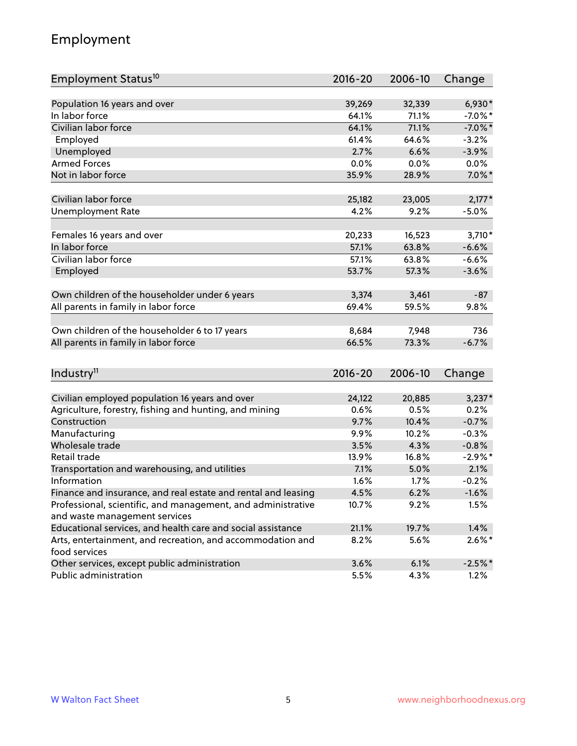# Employment

| Employment Status[10] | 2016-20 | 2006-10 | Change |
|---|---|---|---|
| Population 16 years and over | 39,269 | 32,339 | 6,930* |
| In labor force | 64.1% | 71.1% | -7.0%* |
| Civilian labor force | 64.1% | 71.1% | -7.0%* |
| Employed | 61.4% | 64.6% | -3.2% |
| Unemployed | 2.7% | 6.6% | -3.9% |
| Armed Forces | 0.0% | 0.0% | 0.0% |
| Not in labor force | 35.9% | 28.9% | 7.0%* |
| | | | |
| Civilian labor force | 25,182 | 23,005 | 2,177* |
| Unemployment Rate | 4.2% | 9.2% | -5.0% |
| | | | |
| Females 16 years and over | 20,233 | 16,523 | 3,710* |
| In labor force | 57.1% | 63.8% | -6.6% |
| Civilian labor force | 57.1% | 63.8% | -6.6% |
| Employed | 53.7% | 57.3% | -3.6% |
| | | | |
| Own children of the householder under 6 years | 3,374 | 3,461 | -87 |
| All parents in family in labor force | 69.4% | 59.5% | 9.8% |
| | | | |
| Own children of the householder 6 to 17 years | 8,684 | 7,948 | 736 |
| All parents in family in labor force | 66.5% | 73.3% | -6.7% |

| Industry[11] | 2016-20 | 2006-10 | Change |
|---|---|---|---|
| Civilian employed population 16 years and over | 24,122 | 20,885 | 3,237* |
| Agriculture, forestry, fishing and hunting, and mining | 0.6% | 0.5% | 0.2% |
| Construction | 9.7% | 10.4% | -0.7% |
| Manufacturing | 9.9% | 10.2% | -0.3% |
| Wholesale trade | 3.5% | 4.3% | -0.8% |
| Retail trade | 13.9% | 16.8% | -2.9%* |
| Transportation and warehousing, and utilities | 7.1% | 5.0% | 2.1% |
| Information | 1.6% | 1.7% | -0.2% |
| Finance and insurance, and real estate and rental and leasing | 4.5% | 6.2% | -1.6% |
| Professional, scientific, and management, and administrative and waste management services | 10.7% | 9.2% | 1.5% |
| Educational services, and health care and social assistance | 21.1% | 19.7% | 1.4% |
| Arts, entertainment, and recreation, and accommodation and food services | 8.2% | 5.6% | 2.6%* |
| Other services, except public administration | 3.6% | 6.1% | -2.5%* |
| Public administration | 5.5% | 4.3% | 1.2% |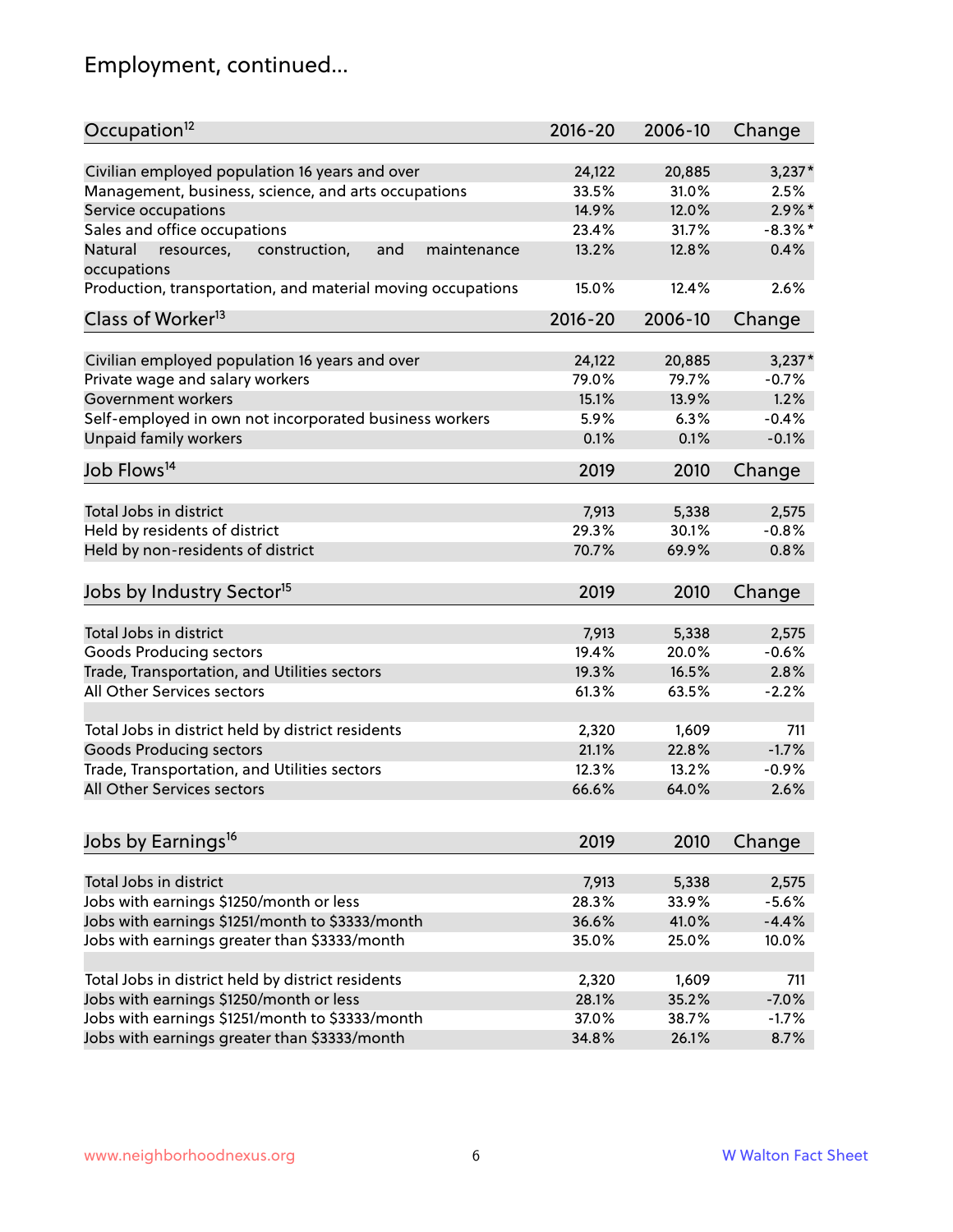## Employment, continued...

| Occupation[12] | 2016-20 | 2006-10 | Change |
|---|---|---|---|
| Civilian employed population 16 years and over | 24,122 | 20,885 | 3,237* |
| Management, business, science, and arts occupations | 33.5% | 31.0% | 2.5% |
| Service occupations | 14.9% | 12.0% | 2.9%* |
| Sales and office occupations | 23.4% | 31.7% | -8.3%* |
| Natural resources, construction, and maintenance occupations | 13.2% | 12.8% | 0.4% |
| Production, transportation, and material moving occupations | 15.0% | 12.4% | 2.6% |

| Class of Worker[13] | 2016-20 | 2006-10 | Change |
|---|---|---|---|
| Civilian employed population 16 years and over | 24,122 | 20,885 | 3,237* |
| Private wage and salary workers | 79.0% | 79.7% | -0.7% |
| Government workers | 15.1% | 13.9% | 1.2% |
| Self-employed in own not incorporated business workers | 5.9% | 6.3% | -0.4% |
| Unpaid family workers | 0.1% | 0.1% | -0.1% |

| Job Flows[14] | 2019 | 2010 | Change |
|---|---|---|---|
| Total Jobs in district | 7,913 | 5,338 | 2,575 |
| Held by residents of district | 29.3% | 30.1% | -0.8% |
| Held by non-residents of district | 70.7% | 69.9% | 0.8% |

| Jobs by Industry Sector[15] | 2019 | 2010 | Change |
|---|---|---|---|
| Total Jobs in district | 7,913 | 5,338 | 2,575 |
| Goods Producing sectors | 19.4% | 20.0% | -0.6% |
| Trade, Transportation, and Utilities sectors | 19.3% | 16.5% | 2.8% |
| All Other Services sectors | 61.3% | 63.5% | -2.2% |
| | | | |
| Total Jobs in district held by district residents | 2,320 | 1,609 | 711 |
| Goods Producing sectors | 21.1% | 22.8% | -1.7% |
| Trade, Transportation, and Utilities sectors | 12.3% | 13.2% | -0.9% |
| All Other Services sectors | 66.6% | 64.0% | 2.6% |

| Jobs by Earnings[16] | 2019 | 2010 | Change |
|---|---|---|---|
| Total Jobs in district | 7,913 | 5,338 | 2,575 |
| Jobs with earnings $1250/month or less | 28.3% | 33.9% | -5.6% |
| Jobs with earnings $1251/month to $3333/month | 36.6% | 41.0% | -4.4% |
| Jobs with earnings greater than $3333/month | 35.0% | 25.0% | 10.0% |
| | | | |
| Total Jobs in district held by district residents | 2,320 | 1,609 | 711 |
| Jobs with earnings $1250/month or less | 28.1% | 35.2% | -7.0% |
| Jobs with earnings $1251/month to $3333/month | 37.0% | 38.7% | -1.7% |
| Jobs with earnings greater than $3333/month | 34.8% | 26.1% | 8.7% |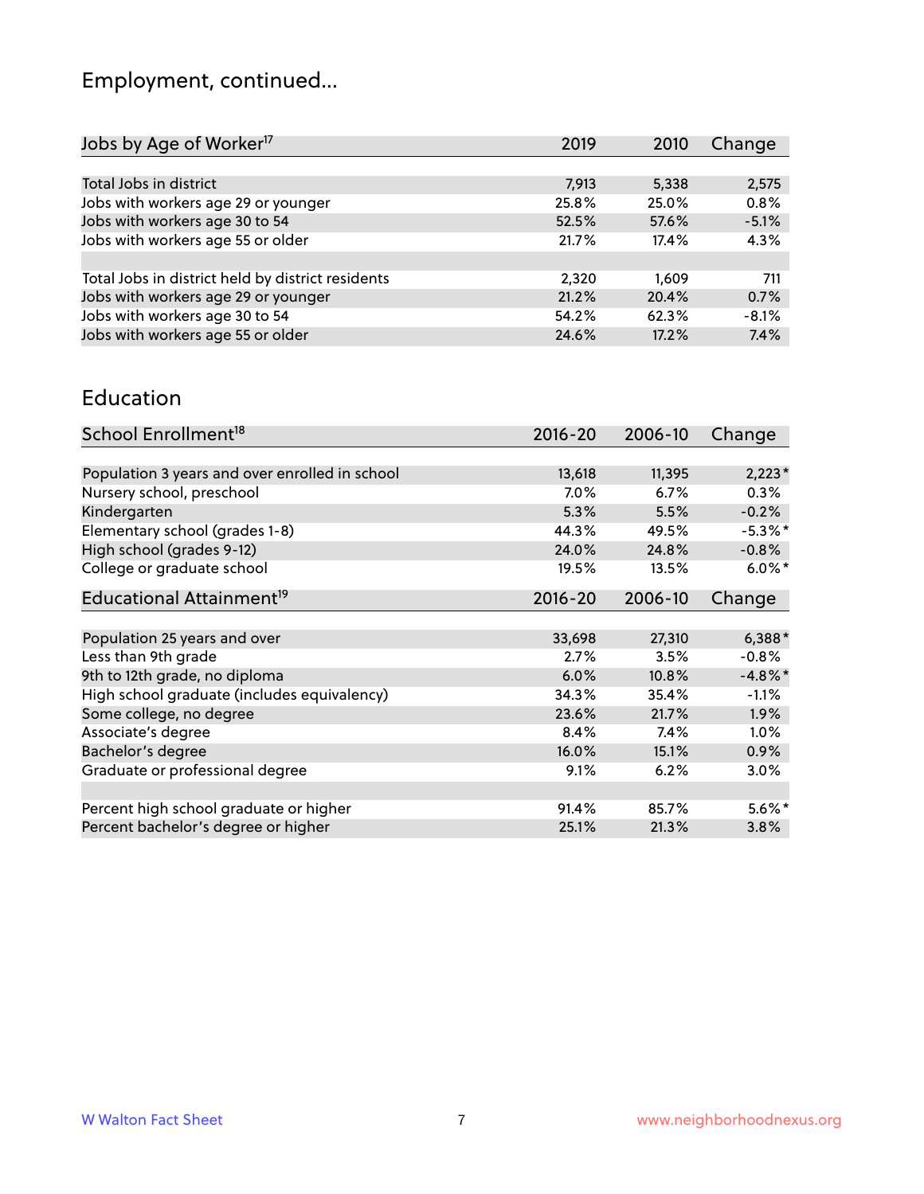## Employment, continued...

| Jobs by Age of Worker[17] | 2019 | 2010 | Change |
|---|---|---|---|
| Total Jobs in district | 7,913 | 5,338 | 2,575 |
| Jobs with workers age 29 or younger | 25.8% | 25.0% | 0.8% |
| Jobs with workers age 30 to 54 | 52.5% | 57.6% | -5.1% |
| Jobs with workers age 55 or older | 21.7% | 17.4% | 4.3% |
| | | | |
| Total Jobs in district held by district residents | 2,320 | 1,609 | 711 |
| Jobs with workers age 29 or younger | 21.2% | 20.4% | 0.7% |
| Jobs with workers age 30 to 54 | 54.2% | 62.3% | -8.1% |
| Jobs with workers age 55 or older | 24.6% | 17.2% | 7.4% |

## Education

| School Enrollment[18] | 2016-20 | 2006-10 | Change |
|---|---|---|---|
| Population 3 years and over enrolled in school | 13,618 | 11,395 | 2,223* |
| Nursery school, preschool | 7.0% | 6.7% | 0.3% |
| Kindergarten | 5.3% | 5.5% | -0.2% |
| Elementary school (grades 1-8) | 44.3% | 49.5% | -5.3%* |
| High school (grades 9-12) | 24.0% | 24.8% | -0.8% |
| College or graduate school | 19.5% | 13.5% | 6.0%* |

| Educational Attainment[19] | 2016-20 | 2006-10 | Change |
|---|---|---|---|
| Population 25 years and over | 33,698 | 27,310 | 6,388* |
| Less than 9th grade | 2.7% | 3.5% | -0.8% |
| 9th to 12th grade, no diploma | 6.0% | 10.8% | -4.8%* |
| High school graduate (includes equivalency) | 34.3% | 35.4% | -1.1% |
| Some college, no degree | 23.6% | 21.7% | 1.9% |
| Associate's degree | 8.4% | 7.4% | 1.0% |
| Bachelor's degree | 16.0% | 15.1% | 0.9% |
| Graduate or professional degree | 9.1% | 6.2% | 3.0% |
| | | | |
| Percent high school graduate or higher | 91.4% | 85.7% | 5.6%* |
| Percent bachelor's degree or higher | 25.1% | 21.3% | 3.8% |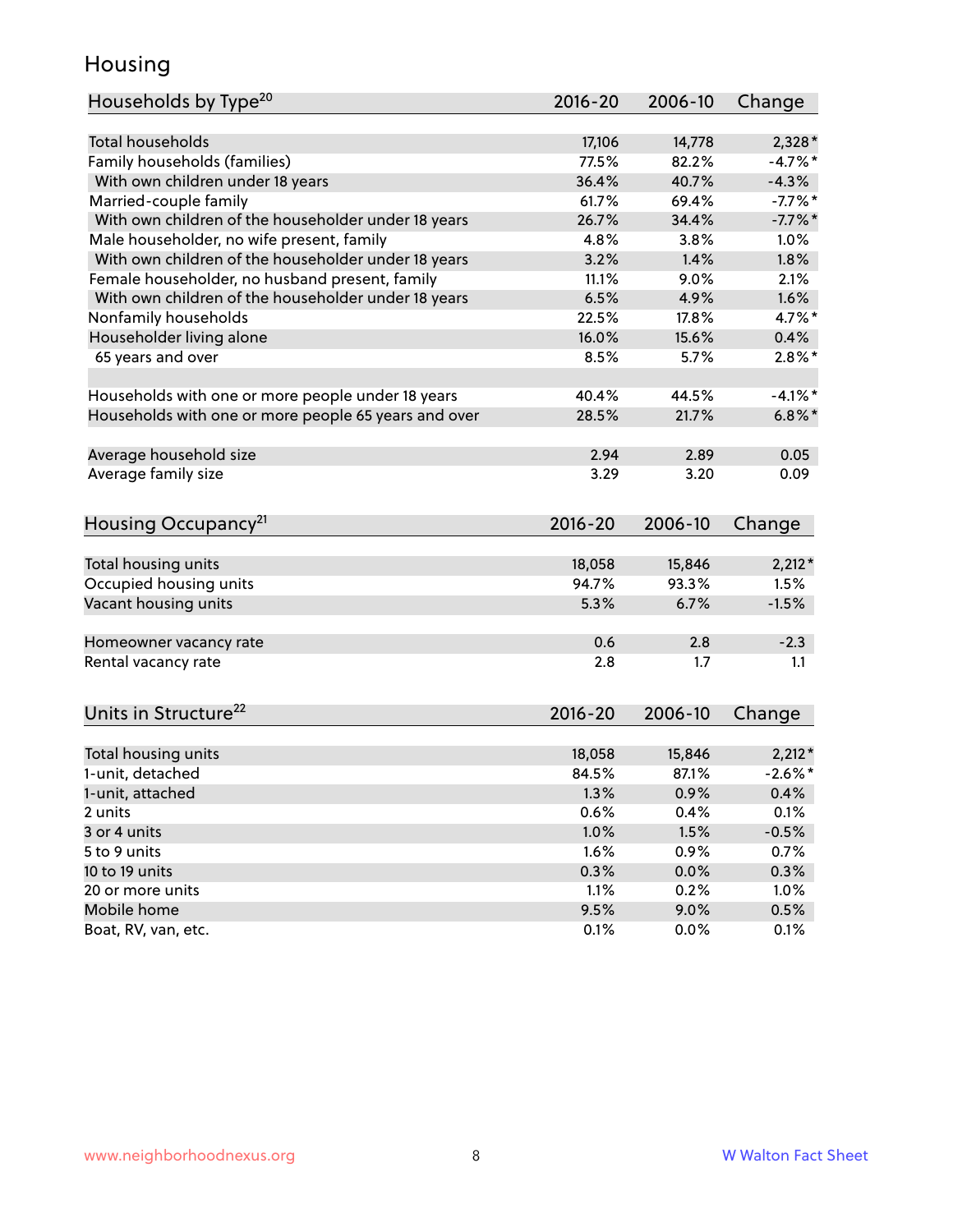## Housing

| Households by Type[20] | 2016-20 | 2006-10 | Change |
|---|---|---|---|
| Total households | 17,106 | 14,778 | 2,328* |
| Family households (families) | 77.5% | 82.2% | -4.7%* |
| With own children under 18 years | 36.4% | 40.7% | -4.3% |
| Married-couple family | 61.7% | 69.4% | -7.7%* |
| With own children of the householder under 18 years | 26.7% | 34.4% | -7.7%* |
| Male householder, no wife present, family | 4.8% | 3.8% | 1.0% |
| With own children of the householder under 18 years | 3.2% | 1.4% | 1.8% |
| Female householder, no husband present, family | 11.1% | 9.0% | 2.1% |
| With own children of the householder under 18 years | 6.5% | 4.9% | 1.6% |
| Nonfamily households | 22.5% | 17.8% | 4.7%* |
| Householder living alone | 16.0% | 15.6% | 0.4% |
| 65 years and over | 8.5% | 5.7% | 2.8%* |
| | | | |
| Households with one or more people under 18 years | 40.4% | 44.5% | -4.1%* |
| Households with one or more people 65 years and over | 28.5% | 21.7% | 6.8%* |
| | | | |
| Average household size | 2.94 | 2.89 | 0.05 |
| Average family size | 3.29 | 3.20 | 0.09 |

| Housing Occupancy[21] | 2016-20 | 2006-10 | Change |
|---|---|---|---|
| Total housing units | 18,058 | 15,846 | 2,212* |
| Occupied housing units | 94.7% | 93.3% | 1.5% |
| Vacant housing units | 5.3% | 6.7% | -1.5% |
| | | | |
| Homeowner vacancy rate | 0.6 | 2.8 | -2.3 |
| Rental vacancy rate | 2.8 | 1.7 | 1.1 |

| Units in Structure[22] | 2016-20 | 2006-10 | Change |
|---|---|---|---|
| Total housing units | 18,058 | 15,846 | 2,212* |
| 1-unit, detached | 84.5% | 87.1% | -2.6%* |
| 1-unit, attached | 1.3% | 0.9% | 0.4% |
| 2 units | 0.6% | 0.4% | 0.1% |
| 3 or 4 units | 1.0% | 1.5% | -0.5% |
| 5 to 9 units | 1.6% | 0.9% | 0.7% |
| 10 to 19 units | 0.3% | 0.0% | 0.3% |
| 20 or more units | 1.1% | 0.2% | 1.0% |
| Mobile home | 9.5% | 9.0% | 0.5% |
| Boat, RV, van, etc. | 0.1% | 0.0% | 0.1% |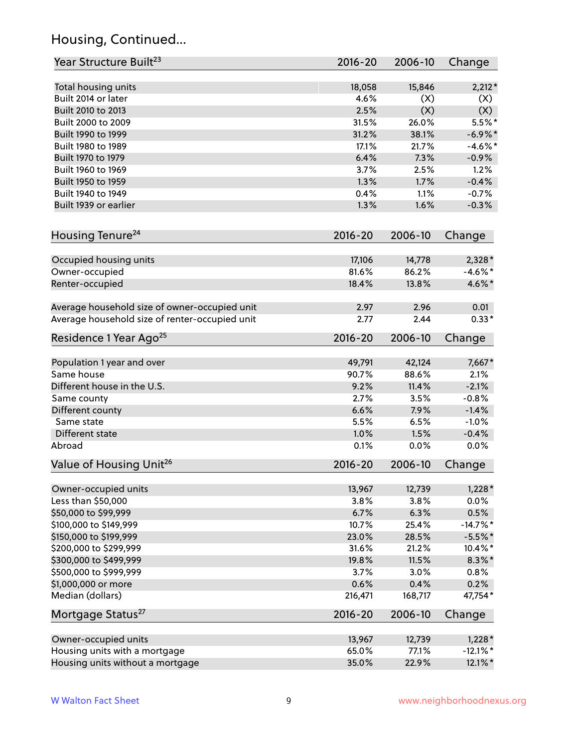## Housing, Continued...

| Year Structure Built[23] | 2016-20 | 2006-10 | Change |
|---|---|---|---|
| Total housing units | 18,058 | 15,846 | 2,212* |
| Built 2014 or later | 4.6% | (X) | (X) |
| Built 2010 to 2013 | 2.5% | (X) | (X) |
| Built 2000 to 2009 | 31.5% | 26.0% | 5.5%* |
| Built 1990 to 1999 | 31.2% | 38.1% | -6.9%* |
| Built 1980 to 1989 | 17.1% | 21.7% | -4.6%* |
| Built 1970 to 1979 | 6.4% | 7.3% | -0.9% |
| Built 1960 to 1969 | 3.7% | 2.5% | 1.2% |
| Built 1950 to 1959 | 1.3% | 1.7% | -0.4% |
| Built 1940 to 1949 | 0.4% | 1.1% | -0.7% |
| Built 1939 or earlier | 1.3% | 1.6% | -0.3% |

| Housing Tenure[24] | 2016-20 | 2006-10 | Change |
|---|---|---|---|
| Occupied housing units | 17,106 | 14,778 | 2,328* |
| Owner-occupied | 81.6% | 86.2% | -4.6%* |
| Renter-occupied | 18.4% | 13.8% | 4.6%* |
| Average household size of owner-occupied unit | 2.97 | 2.96 | 0.01 |
| Average household size of renter-occupied unit | 2.77 | 2.44 | 0.33* |

| Residence 1 Year Ago[25] | 2016-20 | 2006-10 | Change |
|---|---|---|---|
| Population 1 year and over | 49,791 | 42,124 | 7,667* |
| Same house | 90.7% | 88.6% | 2.1% |
| Different house in the U.S. | 9.2% | 11.4% | -2.1% |
| Same county | 2.7% | 3.5% | -0.8% |
| Different county | 6.6% | 7.9% | -1.4% |
| Same state | 5.5% | 6.5% | -1.0% |
| Different state | 1.0% | 1.5% | -0.4% |
| Abroad | 0.1% | 0.0% | 0.0% |

| Value of Housing Unit[26] | 2016-20 | 2006-10 | Change |
|---|---|---|---|
| Owner-occupied units | 13,967 | 12,739 | 1,228* |
| Less than $50,000 | 3.8% | 3.8% | 0.0% |
| $50,000 to $99,999 | 6.7% | 6.3% | 0.5% |
| $100,000 to $149,999 | 10.7% | 25.4% | -14.7%* |
| $150,000 to $199,999 | 23.0% | 28.5% | -5.5%* |
| $200,000 to $299,999 | 31.6% | 21.2% | 10.4%* |
| $300,000 to $499,999 | 19.8% | 11.5% | 8.3%* |
| $500,000 to $999,999 | 3.7% | 3.0% | 0.8% |
| $1,000,000 or more | 0.6% | 0.4% | 0.2% |
| Median (dollars) | 216,471 | 168,717 | 47,754* |

| Mortgage Status[27] | 2016-20 | 2006-10 | Change |
|---|---|---|---|
| Owner-occupied units | 13,967 | 12,739 | 1,228* |
| Housing units with a mortgage | 65.0% | 77.1% | -12.1%* |
| Housing units without a mortgage | 35.0% | 22.9% | 12.1%* |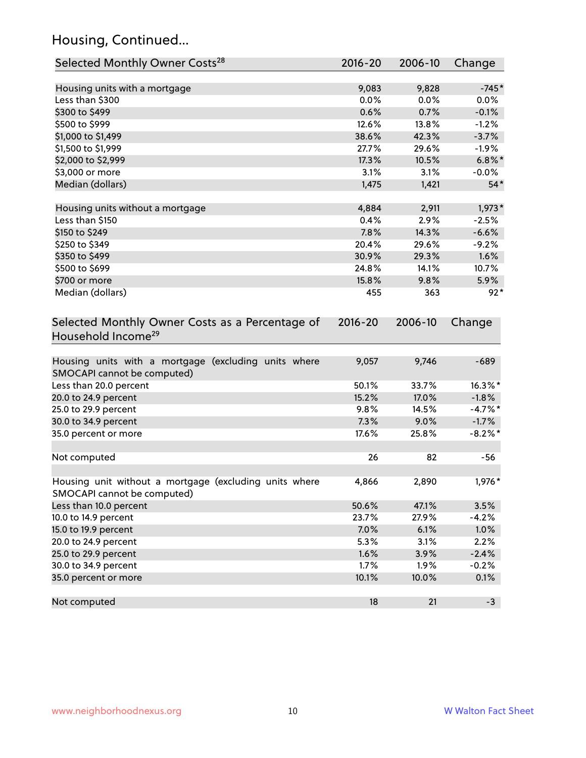## Housing, Continued...

| Selected Monthly Owner Costs[28] | 2016-20 | 2006-10 | Change |
|---|---|---|---|
| Housing units with a mortgage | 9,083 | 9,828 | -745* |
| Less than $300 | 0.0% | 0.0% | 0.0% |
| $300 to $499 | 0.6% | 0.7% | -0.1% |
| $500 to $999 | 12.6% | 13.8% | -1.2% |
| $1,000 to $1,499 | 38.6% | 42.3% | -3.7% |
| $1,500 to $1,999 | 27.7% | 29.6% | -1.9% |
| $2,000 to $2,999 | 17.3% | 10.5% | 6.8%* |
| $3,000 or more | 3.1% | 3.1% | -0.0% |
| Median (dollars) | 1,475 | 1,421 | 54* |
| | | | |
| Housing units without a mortgage | 4,884 | 2,911 | 1,973* |
| Less than $150 | 0.4% | 2.9% | -2.5% |
| $150 to $249 | 7.8% | 14.3% | -6.6% |
| $250 to $349 | 20.4% | 29.6% | -9.2% |
| $350 to $499 | 30.9% | 29.3% | 1.6% |
| $500 to $699 | 24.8% | 14.1% | 10.7% |
| $700 or more | 15.8% | 9.8% | 5.9% |
| Median (dollars) | 455 | 363 | 92* |

| Selected Monthly Owner Costs as a Percentage of Household Income[29] | 2016-20 | 2006-10 | Change |
|---|---|---|---|
| Housing units with a mortgage (excluding units where SMOCAPI cannot be computed) | 9,057 | 9,746 | -689 |
| Less than 20.0 percent | 50.1% | 33.7% | 16.3%* |
| 20.0 to 24.9 percent | 15.2% | 17.0% | -1.8% |
| 25.0 to 29.9 percent | 9.8% | 14.5% | -4.7%* |
| 30.0 to 34.9 percent | 7.3% | 9.0% | -1.7% |
| 35.0 percent or more | 17.6% | 25.8% | -8.2%* |
| | | | |
| Not computed | 26 | 82 | -56 |
| | | | |
| Housing unit without a mortgage (excluding units where SMOCAPI cannot be computed) | 4,866 | 2,890 | 1,976* |
| Less than 10.0 percent | 50.6% | 47.1% | 3.5% |
| 10.0 to 14.9 percent | 23.7% | 27.9% | -4.2% |
| 15.0 to 19.9 percent | 7.0% | 6.1% | 1.0% |
| 20.0 to 24.9 percent | 5.3% | 3.1% | 2.2% |
| 25.0 to 29.9 percent | 1.6% | 3.9% | -2.4% |
| 30.0 to 34.9 percent | 1.7% | 1.9% | -0.2% |
| 35.0 percent or more | 10.1% | 10.0% | 0.1% |
| | | | |
| Not computed | 18 | 21 | -3 |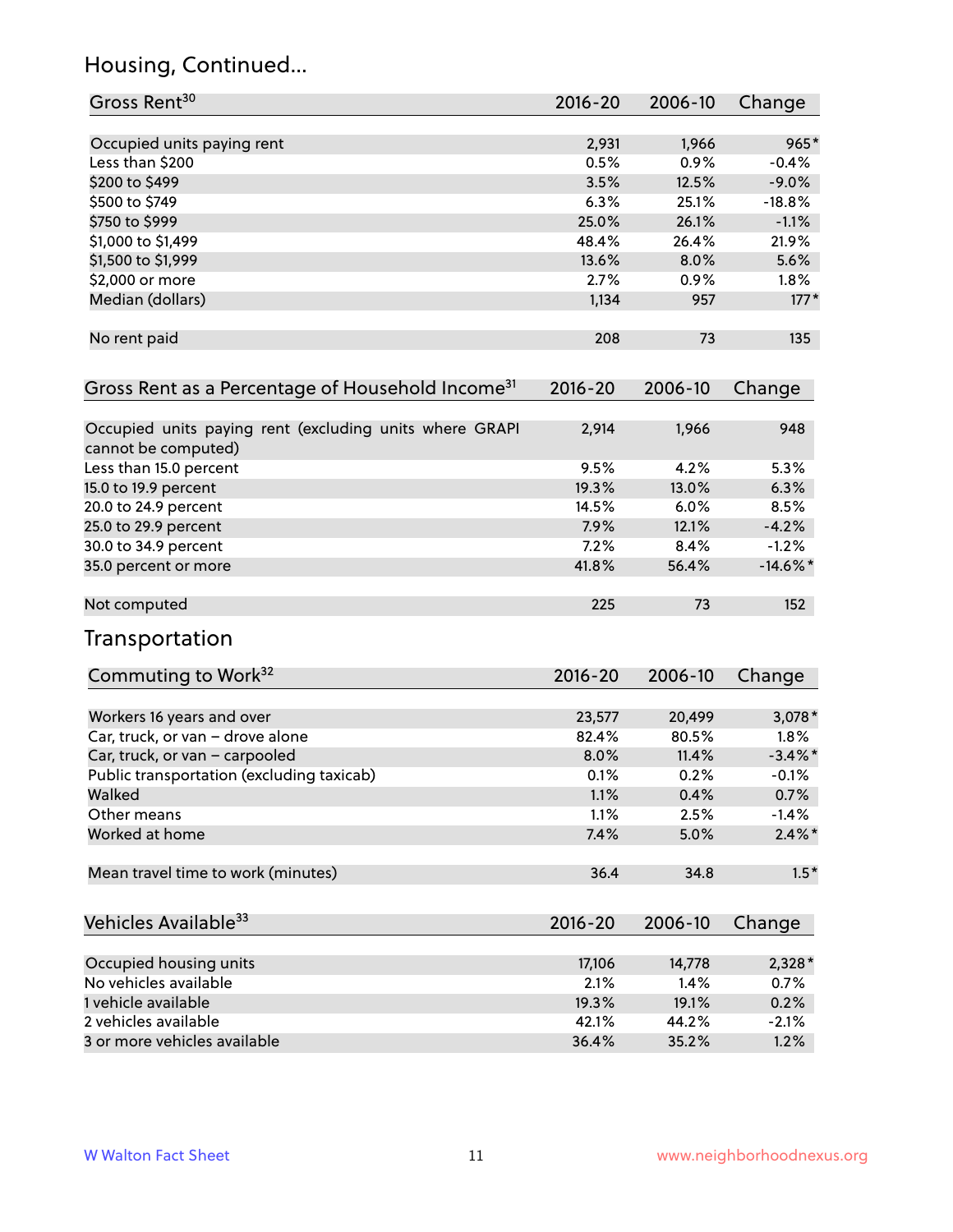## Housing, Continued...

| Gross Rent[30] | 2016-20 | 2006-10 | Change |
|---|---|---|---|
| Occupied units paying rent | 2,931 | 1,966 | 965* |
| Less than $200 | 0.5% | 0.9% | -0.4% |
| $200 to $499 | 3.5% | 12.5% | -9.0% |
| $500 to $749 | 6.3% | 25.1% | -18.8% |
| $750 to $999 | 25.0% | 26.1% | -1.1% |
| $1,000 to $1,499 | 48.4% | 26.4% | 21.9% |
| $1,500 to $1,999 | 13.6% | 8.0% | 5.6% |
| $2,000 or more | 2.7% | 0.9% | 1.8% |
| Median (dollars) | 1,134 | 957 | 177* |
| No rent paid | 208 | 73 | 135 |

| Gross Rent as a Percentage of Household Income[31] | 2016-20 | 2006-10 | Change |
|---|---|---|---|
| Occupied units paying rent (excluding units where GRAPI cannot be computed) | 2,914 | 1,966 | 948 |
| Less than 15.0 percent | 9.5% | 4.2% | 5.3% |
| 15.0 to 19.9 percent | 19.3% | 13.0% | 6.3% |
| 20.0 to 24.9 percent | 14.5% | 6.0% | 8.5% |
| 25.0 to 29.9 percent | 7.9% | 12.1% | -4.2% |
| 30.0 to 34.9 percent | 7.2% | 8.4% | -1.2% |
| 35.0 percent or more | 41.8% | 56.4% | -14.6%* |
| Not computed | 225 | 73 | 152 |

## Transportation

| Commuting to Work[32] | 2016-20 | 2006-10 | Change |
|---|---|---|---|
| Workers 16 years and over | 23,577 | 20,499 | 3,078* |
| Car, truck, or van – drove alone | 82.4% | 80.5% | 1.8% |
| Car, truck, or van – carpooled | 8.0% | 11.4% | -3.4%* |
| Public transportation (excluding taxicab) | 0.1% | 0.2% | -0.1% |
| Walked | 1.1% | 0.4% | 0.7% |
| Other means | 1.1% | 2.5% | -1.4% |
| Worked at home | 7.4% | 5.0% | 2.4%* |
| Mean travel time to work (minutes) | 36.4 | 34.8 | 1.5* |

| Vehicles Available[33] | 2016-20 | 2006-10 | Change |
|---|---|---|---|
| Occupied housing units | 17,106 | 14,778 | 2,328* |
| No vehicles available | 2.1% | 1.4% | 0.7% |
| 1 vehicle available | 19.3% | 19.1% | 0.2% |
| 2 vehicles available | 42.1% | 44.2% | -2.1% |
| 3 or more vehicles available | 36.4% | 35.2% | 1.2% |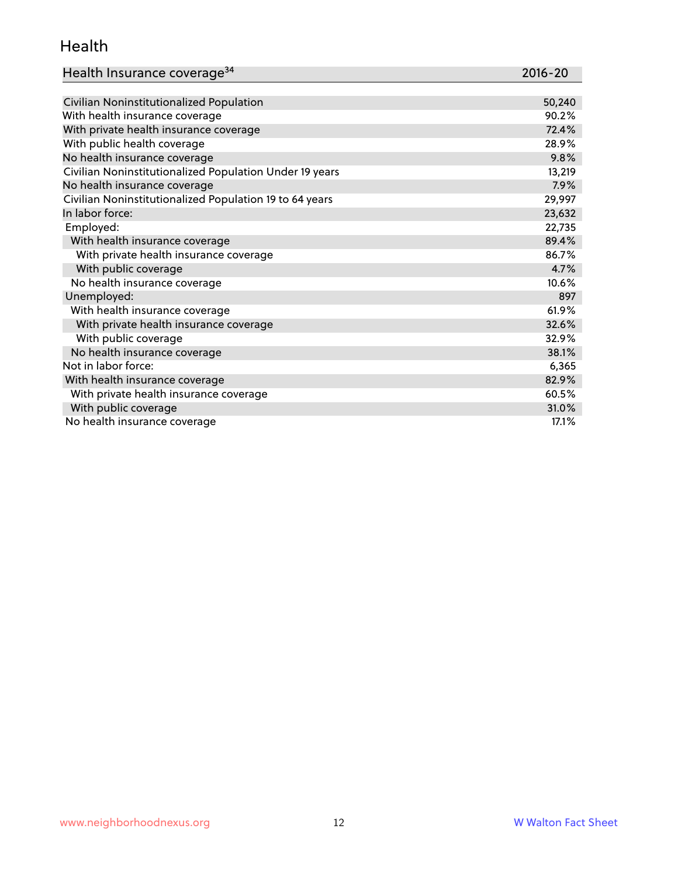## Health

| Health Insurance coverage[34] | 2016-20 |
|---|---|
| Civilian Noninstitutionalized Population | 50,240 |
| With health insurance coverage | 90.2% |
| With private health insurance coverage | 72.4% |
| With public health coverage | 28.9% |
| No health insurance coverage | 9.8% |
| Civilian Noninstitutionalized Population Under 19 years | 13,219 |
| No health insurance coverage | 7.9% |
| Civilian Noninstitutionalized Population 19 to 64 years | 29,997 |
| In labor force: | 23,632 |
| Employed: | 22,735 |
| With health insurance coverage | 89.4% |
| With private health insurance coverage | 86.7% |
| With public coverage | 4.7% |
| No health insurance coverage | 10.6% |
| Unemployed: | 897 |
| With health insurance coverage | 61.9% |
| With private health insurance coverage | 32.6% |
| With public coverage | 32.9% |
| No health insurance coverage | 38.1% |
| Not in labor force: | 6,365 |
| With health insurance coverage | 82.9% |
| With private health insurance coverage | 60.5% |
| With public coverage | 31.0% |
| No health insurance coverage | 17.1% |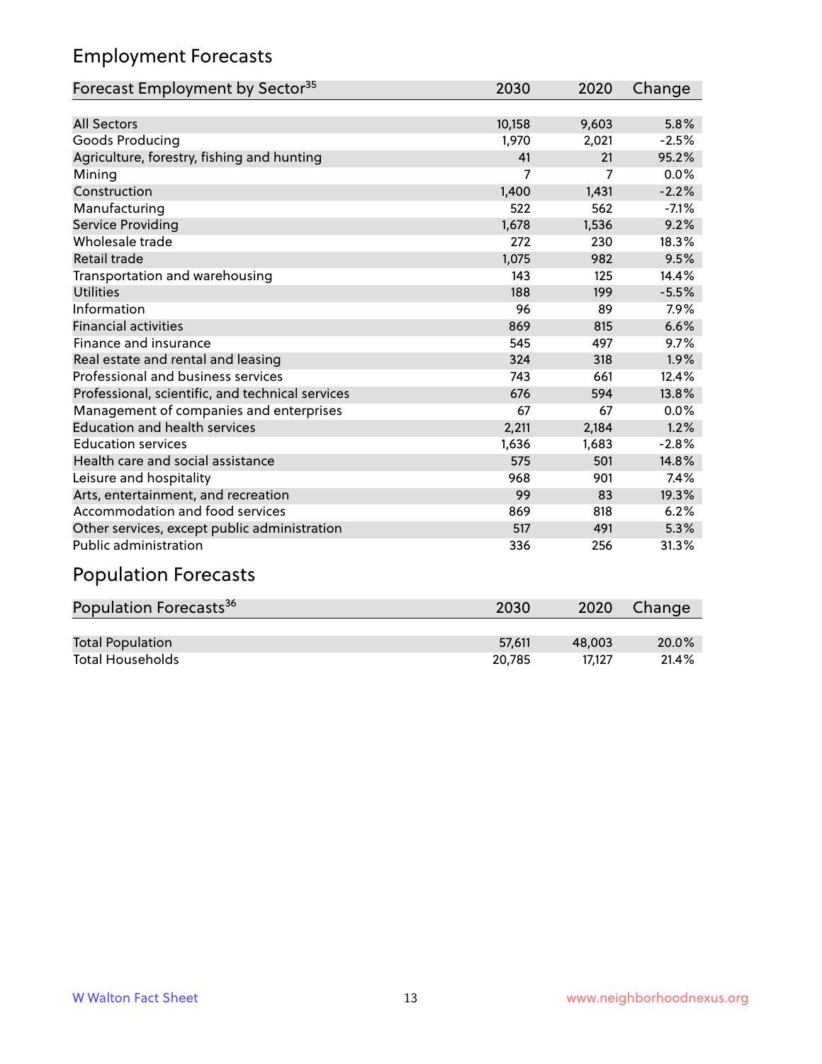## Employment Forecasts

| Forecast Employment by Sector[35] | 2030 | 2020 | Change |
|---|---|---|---|
| All Sectors | 10,158 | 9,603 | 5.8% |
| Goods Producing | 1,970 | 2,021 | -2.5% |
| Agriculture, forestry, fishing and hunting | 41 | 21 | 95.2% |
| Mining | 7 | 7 | 0.0% |
| Construction | 1,400 | 1,431 | -2.2% |
| Manufacturing | 522 | 562 | -7.1% |
| Service Providing | 1,678 | 1,536 | 9.2% |
| Wholesale trade | 272 | 230 | 18.3% |
| Retail trade | 1,075 | 982 | 9.5% |
| Transportation and warehousing | 143 | 125 | 14.4% |
| Utilities | 188 | 199 | -5.5% |
| Information | 96 | 89 | 7.9% |
| Financial activities | 869 | 815 | 6.6% |
| Finance and insurance | 545 | 497 | 9.7% |
| Real estate and rental and leasing | 324 | 318 | 1.9% |
| Professional and business services | 743 | 661 | 12.4% |
| Professional, scientific, and technical services | 676 | 594 | 13.8% |
| Management of companies and enterprises | 67 | 67 | 0.0% |
| Education and health services | 2,211 | 2,184 | 1.2% |
| Education services | 1,636 | 1,683 | -2.8% |
| Health care and social assistance | 575 | 501 | 14.8% |
| Leisure and hospitality | 968 | 901 | 7.4% |
| Arts, entertainment, and recreation | 99 | 83 | 19.3% |
| Accommodation and food services | 869 | 818 | 6.2% |
| Other services, except public administration | 517 | 491 | 5.3% |
| Public administration | 336 | 256 | 31.3% |

## Population Forecasts

| Population Forecasts[36] | 2030 | 2020 | Change |
|---|---|---|---|
| Total Population | 57,611 | 48,003 | 20.0% |
| Total Households | 20,785 | 17,127 | 21.4% |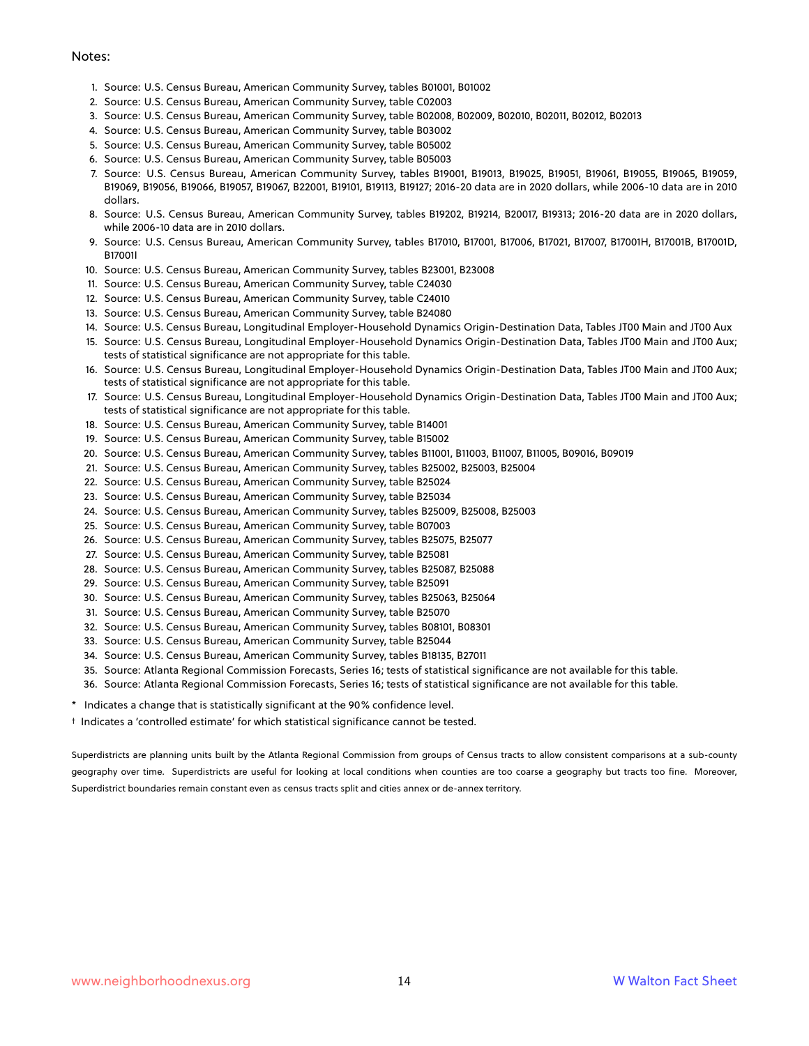Notes:

1. Source: U.S. Census Bureau, American Community Survey, tables B01001, B01002
2. Source: U.S. Census Bureau, American Community Survey, table C02003
3. Source: U.S. Census Bureau, American Community Survey, table B02008, B02009, B02010, B02011, B02012, B02013
4. Source: U.S. Census Bureau, American Community Survey, table B03002
5. Source: U.S. Census Bureau, American Community Survey, table B05002
6. Source: U.S. Census Bureau, American Community Survey, table B05003
7. Source: U.S. Census Bureau, American Community Survey, tables B19001, B19013, B19025, B19051, B19061, B19055, B19065, B19059, B19069, B19056, B19066, B19057, B19067, B22001, B19101, B19113, B19127; 2016-20 data are in 2020 dollars, while 2006-10 data are in 2010 dollars.
8. Source: U.S. Census Bureau, American Community Survey, tables B19202, B19214, B20017, B19313; 2016-20 data are in 2020 dollars, while 2006-10 data are in 2010 dollars.
9. Source: U.S. Census Bureau, American Community Survey, tables B17010, B17001, B17006, B17021, B17007, B17001H, B17001B, B17001D, B17001I
10. Source: U.S. Census Bureau, American Community Survey, tables B23001, B23008
11. Source: U.S. Census Bureau, American Community Survey, table C24030
12. Source: U.S. Census Bureau, American Community Survey, table C24010
13. Source: U.S. Census Bureau, American Community Survey, table B24080
14. Source: U.S. Census Bureau, Longitudinal Employer-Household Dynamics Origin-Destination Data, Tables JT00 Main and JT00 Aux
15. Source: U.S. Census Bureau, Longitudinal Employer-Household Dynamics Origin-Destination Data, Tables JT00 Main and JT00 Aux; tests of statistical significance are not appropriate for this table.
16. Source: U.S. Census Bureau, Longitudinal Employer-Household Dynamics Origin-Destination Data, Tables JT00 Main and JT00 Aux; tests of statistical significance are not appropriate for this table.
17. Source: U.S. Census Bureau, Longitudinal Employer-Household Dynamics Origin-Destination Data, Tables JT00 Main and JT00 Aux; tests of statistical significance are not appropriate for this table.
18. Source: U.S. Census Bureau, American Community Survey, table B14001
19. Source: U.S. Census Bureau, American Community Survey, table B15002
20. Source: U.S. Census Bureau, American Community Survey, tables B11001, B11003, B11007, B11005, B09016, B09019
21. Source: U.S. Census Bureau, American Community Survey, tables B25002, B25003, B25004
22. Source: U.S. Census Bureau, American Community Survey, table B25024
23. Source: U.S. Census Bureau, American Community Survey, table B25034
24. Source: U.S. Census Bureau, American Community Survey, tables B25009, B25008, B25003
25. Source: U.S. Census Bureau, American Community Survey, table B07003
26. Source: U.S. Census Bureau, American Community Survey, tables B25075, B25077
27. Source: U.S. Census Bureau, American Community Survey, table B25081
28. Source: U.S. Census Bureau, American Community Survey, tables B25087, B25088
29. Source: U.S. Census Bureau, American Community Survey, table B25091
30. Source: U.S. Census Bureau, American Community Survey, tables B25063, B25064
31. Source: U.S. Census Bureau, American Community Survey, table B25070
32. Source: U.S. Census Bureau, American Community Survey, tables B08101, B08301
33. Source: U.S. Census Bureau, American Community Survey, table B25044
34. Source: U.S. Census Bureau, American Community Survey, tables B18135, B27011
35. Source: Atlanta Regional Commission Forecasts, Series 16; tests of statistical significance are not available for this table.
36. Source: Atlanta Regional Commission Forecasts, Series 16; tests of statistical significance are not available for this table.

\* Indicates a change that is statistically significant at the 90% confidence level.

† Indicates a 'controlled estimate' for which statistical significance cannot be tested.

Superdistricts are planning units built by the Atlanta Regional Commission from groups of Census tracts to allow consistent comparisons at a sub-county geography over time. Superdistricts are useful for looking at local conditions when counties are too coarse a geography but tracts too fine. Moreover, Superdistrict boundaries remain constant even as census tracts split and cities annex or de-annex territory.